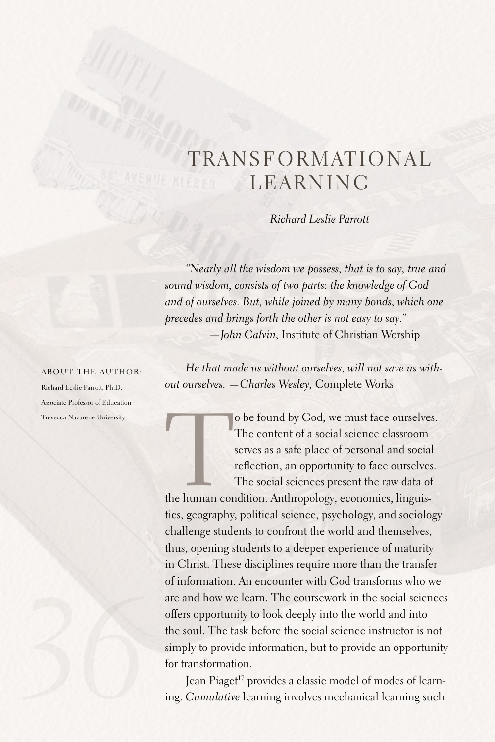# TRANSFORMATIONAL LEARNING

*Richard Leslie Parrott*

*"Nearly all the wisdom we possess, that is to say, true and sound wisdom, consists of two parts: the knowledge of God and of ourselves. But, while joined by many bonds, which one precedes and brings forth the other is not easy to say."*
—*John Calvin*, Institute of Christian Worship

*He that made us without ourselves, will not save us without ourselves.* —*Charles Wesley*, Complete Works

ABOUT THE AUTHOR:
Richard Leslie Parrott, Ph.D.
Associate Professor of Education
Trevecca Nazarene University

To be found by God, we must face ourselves. The content of a social science classroom serves as a safe place of personal and social reflection, an opportunity to face ourselves. The social sciences present the raw data of the human condition. Anthropology, economics, linguistics, geography, political science, psychology, and sociology challenge students to confront the world and themselves, thus, opening students to a deeper experience of maturity in Christ. These disciplines require more than the transfer of information. An encounter with God transforms who we are and how we learn. The coursework in the social sciences offers opportunity to look deeply into the world and into the soul. The task before the social science instructor is not simply to provide information, but to provide an opportunity for transformation.

Jean Piaget[17] provides a classic model of modes of learning. *Cumulative* learning involves mechanical learning such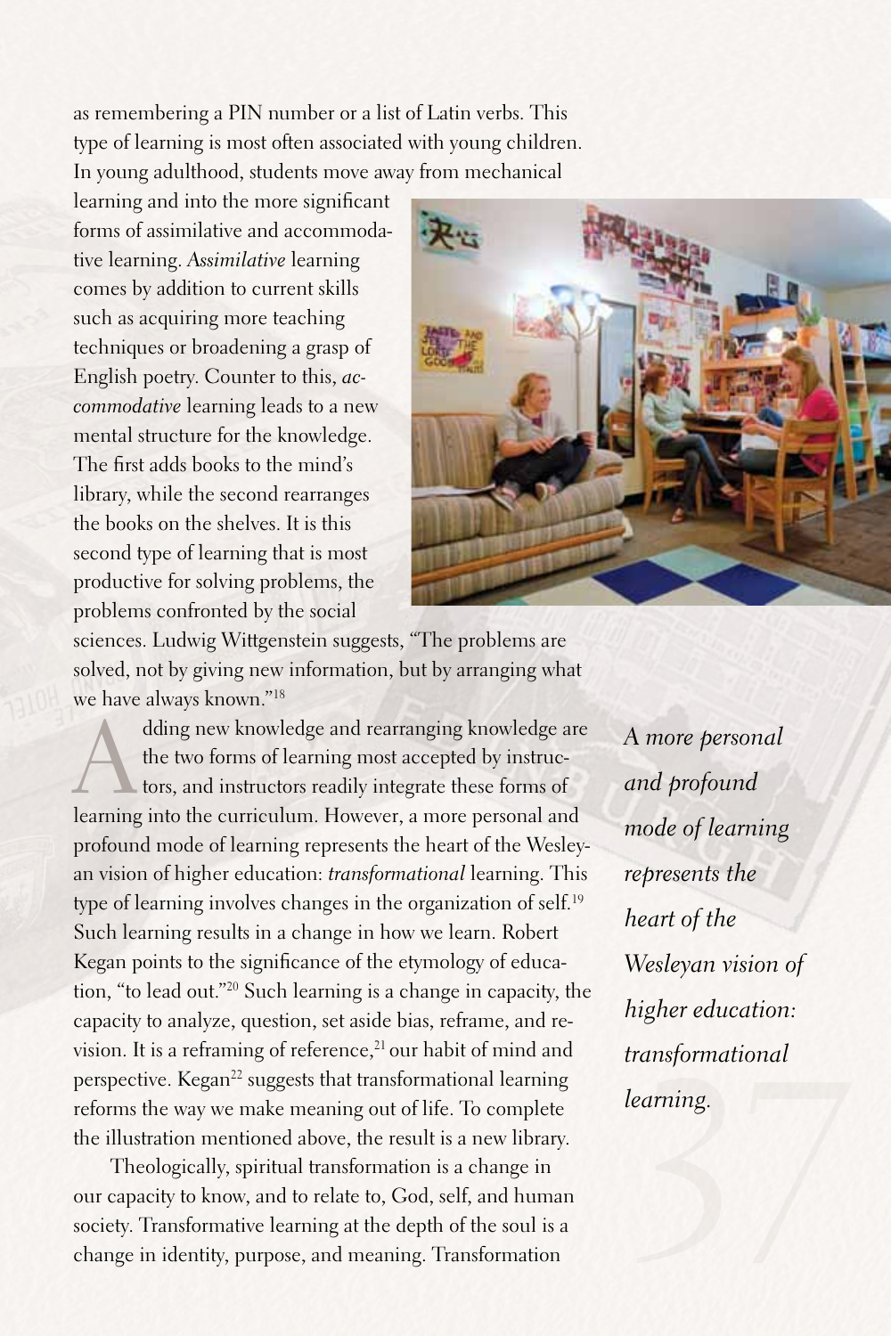as remembering a PIN number or a list of Latin verbs. This type of learning is most often associated with young children. In young adulthood, students move away from mechanical learning and into the more significant forms of assimilative and accommodative learning. *Assimilative* learning comes by addition to current skills such as acquiring more teaching techniques or broadening a grasp of English poetry. Counter to this, *accommodative* learning leads to a new mental structure for the knowledge. The first adds books to the mind's library, while the second rearranges the books on the shelves. It is this second type of learning that is most productive for solving problems, the problems confronted by the social sciences. Ludwig Wittgenstein suggests, "The problems are solved, not by giving new information, but by arranging what we have always known."[18]

Adding new knowledge and rearranging knowledge are the two forms of learning most accepted by instructors, and instructors readily integrate these forms of learning into the curriculum. However, a more personal and profound mode of learning represents the heart of the Wesleyan vision of higher education: *transformational* learning. This type of learning involves changes in the organization of self.[19] Such learning results in a change in how we learn. Robert Kegan points to the significance of the etymology of education, "to lead out."[20] Such learning is a change in capacity, the capacity to analyze, question, set aside bias, reframe, and re-vision. It is a reframing of reference,[21] our habit of mind and perspective. Kegan[22] suggests that transformational learning reforms the way we make meaning out of life. To complete the illustration mentioned above, the result is a new library.

*A more personal and profound mode of learning represents the heart of the Wesleyan vision of higher education: transformational learning.*

Theologically, spiritual transformation is a change in our capacity to know, and to relate to, God, self, and human society. Transformative learning at the depth of the soul is a change in identity, purpose, and meaning. Transformation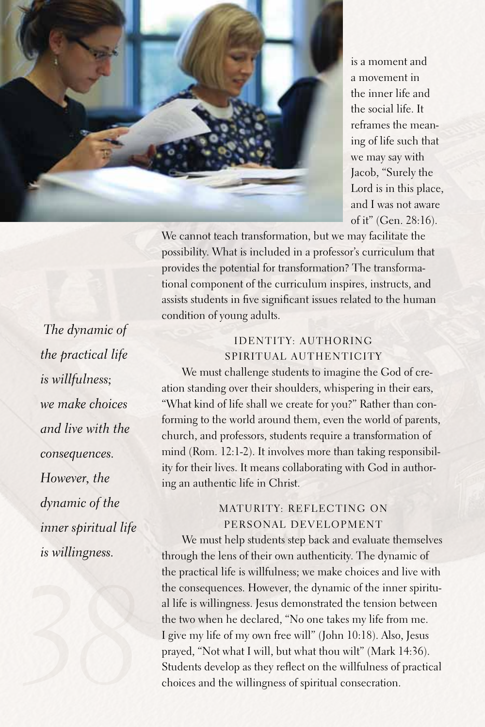is a moment and a movement in the inner life and the social life. It reframes the meaning of life such that we may say with Jacob, "Surely the Lord is in this place, and I was not aware of it" (Gen. 28:16).

We cannot teach transformation, but we may facilitate the possibility. What is included in a professor's curriculum that provides the potential for transformation? The transformational component of the curriculum inspires, instructs, and assists students in five significant issues related to the human condition of young adults.

*The dynamic of the practical life is willfulness; we make choices and live with the consequences. However, the dynamic of the inner spiritual life is willingness.*

### IDENTITY: AUTHORING SPIRITUAL AUTHENTICITY

We must challenge students to imagine the God of creation standing over their shoulders, whispering in their ears, "What kind of life shall we create for you?" Rather than conforming to the world around them, even the world of parents, church, and professors, students require a transformation of mind (Rom. 12:1-2). It involves more than taking responsibility for their lives. It means collaborating with God in authoring an authentic life in Christ.

### MATURITY: REFLECTING ON PERSONAL DEVELOPMENT

We must help students step back and evaluate themselves through the lens of their own authenticity. The dynamic of the practical life is willfulness; we make choices and live with the consequences. However, the dynamic of the inner spiritual life is willingness. Jesus demonstrated the tension between the two when he declared, "No one takes my life from me. I give my life of my own free will" (John 10:18). Also, Jesus prayed, "Not what I will, but what thou wilt" (Mark 14:36). Students develop as they reflect on the willfulness of practical choices and the willingness of spiritual consecration.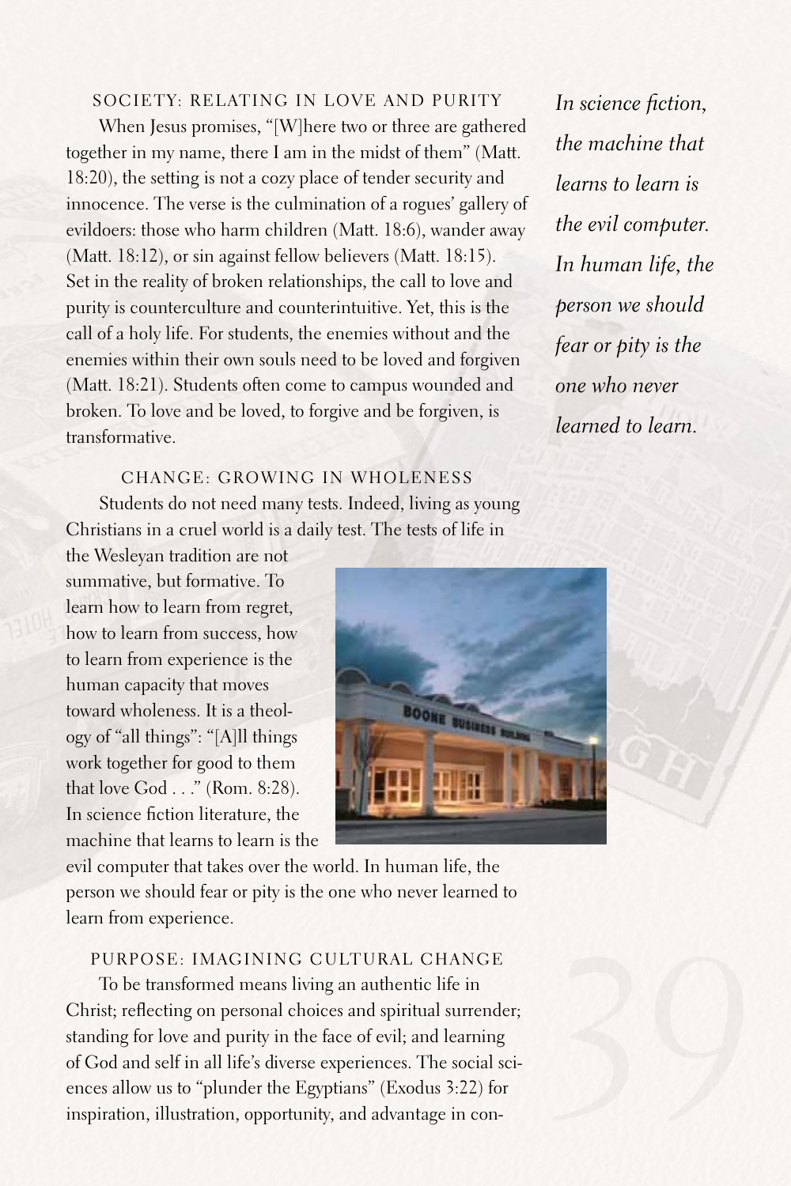## SOCIETY: RELATING IN LOVE AND PURITY

When Jesus promises, "[W]here two or three are gathered together in my name, there I am in the midst of them" (Matt. 18:20), the setting is not a cozy place of tender security and innocence. The verse is the culmination of a rogues' gallery of evildoers: those who harm children (Matt. 18:6), wander away (Matt. 18:12), or sin against fellow believers (Matt. 18:15). Set in the reality of broken relationships, the call to love and purity is counterculture and counterintuitive. Yet, this is the call of a holy life. For students, the enemies without and the enemies within their own souls need to be loved and forgiven (Matt. 18:21). Students often come to campus wounded and broken. To love and be loved, to forgive and be forgiven, is transformative.

*In science fiction, the machine that learns to learn is the evil computer. In human life, the person we should fear or pity is the one who never learned to learn.*

## CHANGE: GROWING IN WHOLENESS

Students do not need many tests. Indeed, living as young Christians in a cruel world is a daily test. The tests of life in the Wesleyan tradition are not summative, but formative. To learn how to learn from regret, how to learn from success, how to learn from experience is the human capacity that moves toward wholeness. It is a theology of "all things": "[A]ll things work together for good to them that love God . . ." (Rom. 8:28). In science fiction literature, the machine that learns to learn is the evil computer that takes over the world. In human life, the person we should fear or pity is the one who never learned to learn from experience.

## PURPOSE: IMAGINING CULTURAL CHANGE

To be transformed means living an authentic life in Christ; reflecting on personal choices and spiritual surrender; standing for love and purity in the face of evil; and learning of God and self in all life's diverse experiences. The social sciences allow us to "plunder the Egyptians" (Exodus 3:22) for inspiration, illustration, opportunity, and advantage in con-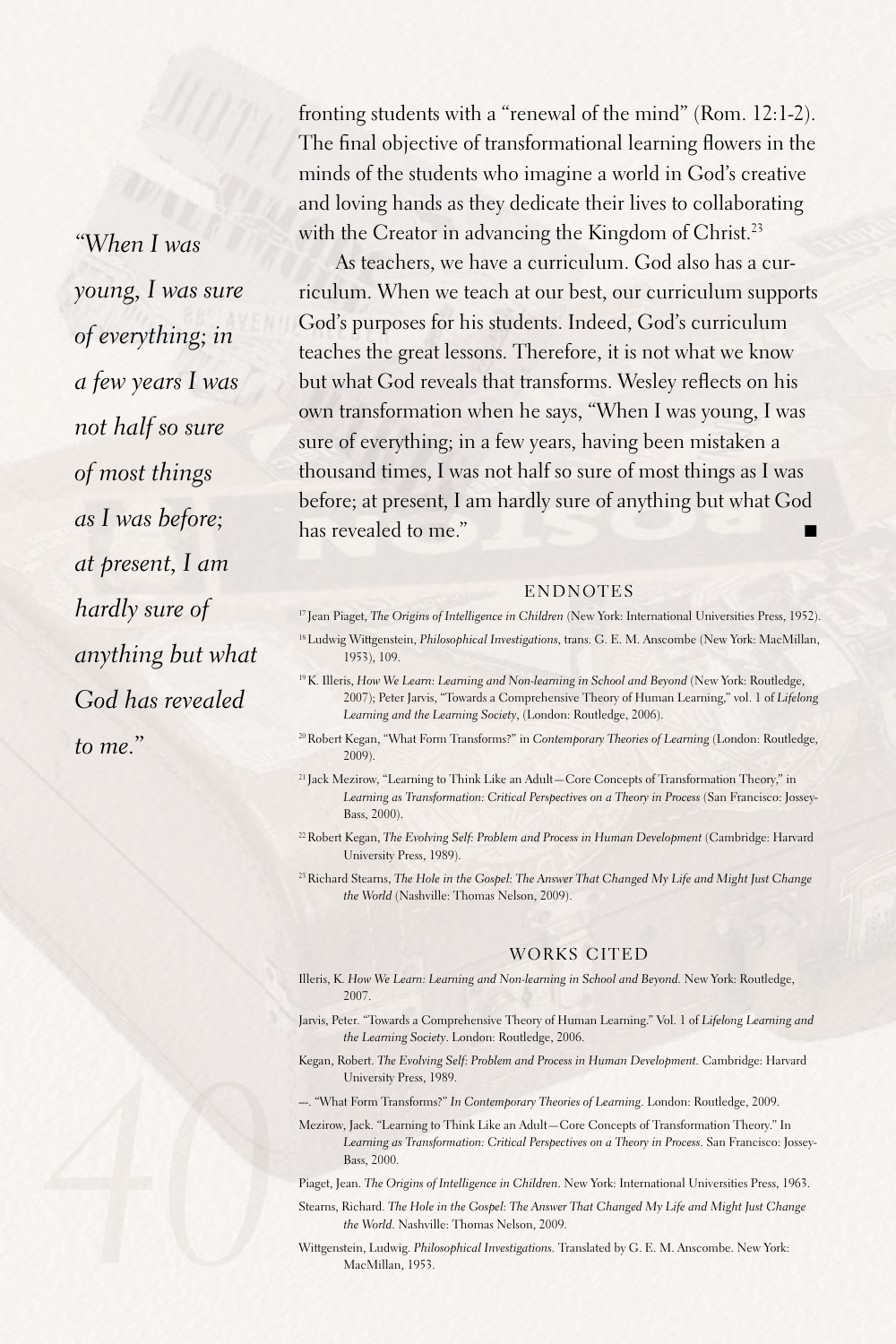fronting students with a "renewal of the mind" (Rom. 12:1-2). The final objective of transformational learning flowers in the minds of the students who imagine a world in God's creative and loving hands as they dedicate their lives to collaborating with the Creator in advancing the Kingdom of Christ.[23]

As teachers, we have a curriculum. God also has a curriculum. When we teach at our best, our curriculum supports God's purposes for his students. Indeed, God's curriculum teaches the great lessons. Therefore, it is not what we know but what God reveals that transforms. Wesley reflects on his own transformation when he says, "When I was young, I was sure of everything; in a few years, having been mistaken a thousand times, I was not half so sure of most things as I was before; at present, I am hardly sure of anything but what God has revealed to me." ■

*"When I was young, I was sure of everything; in a few years I was not half so sure of most things as I was before; at present, I am hardly sure of anything but what God has revealed to me."*

## ENDNOTES

[17] Jean Piaget, *The Origins of Intelligence in Children* (New York: International Universities Press, 1952).

[18] Ludwig Wittgenstein, *Philosophical Investigations*, trans. G. E. M. Anscombe (New York: MacMillan, 1953), 109.

[19] K. Illeris, *How We Learn: Learning and Non-learning in School and Beyond* (New York: Routledge, 2007); Peter Jarvis, "Towards a Comprehensive Theory of Human Learning," vol. 1 of *Lifelong Learning and the Learning Society*, (London: Routledge, 2006).

[20] Robert Kegan, "What Form Transforms?" in *Contemporary Theories of Learning* (London: Routledge, 2009).

[21] Jack Mezirow, "Learning to Think Like an Adult—Core Concepts of Transformation Theory," in *Learning as Transformation: Critical Perspectives on a Theory in Process* (San Francisco: Jossey-Bass, 2000).

[22] Robert Kegan, *The Evolving Self: Problem and Process in Human Development* (Cambridge: Harvard University Press, 1989).

[23] Richard Stearns, *The Hole in the Gospel: The Answer That Changed My Life and Might Just Change the World* (Nashville: Thomas Nelson, 2009).

## WORKS CITED

Illeris, K. *How We Learn: Learning and Non-learning in School and Beyond.* New York: Routledge, 2007.

Jarvis, Peter. "Towards a Comprehensive Theory of Human Learning." Vol. 1 of *Lifelong Learning and the Learning Society*. London: Routledge, 2006.

Kegan, Robert. *The Evolving Self: Problem and Process in Human Development.* Cambridge: Harvard University Press, 1989.

—. "What Form Transforms?" *In Contemporary Theories of Learning*. London: Routledge, 2009.

Mezirow, Jack. "Learning to Think Like an Adult—Core Concepts of Transformation Theory." In *Learning as Transformation: Critical Perspectives on a Theory in Process*. San Francisco: Jossey-Bass, 2000.

Piaget, Jean. *The Origins of Intelligence in Children*. New York: International Universities Press, 1963.

Stearns, Richard. *The Hole in the Gospel: The Answer That Changed My Life and Might Just Change the World.* Nashville: Thomas Nelson, 2009.

Wittgenstein, Ludwig. *Philosophical Investigations.* Translated by G. E. M. Anscombe. New York: MacMillan, 1953.